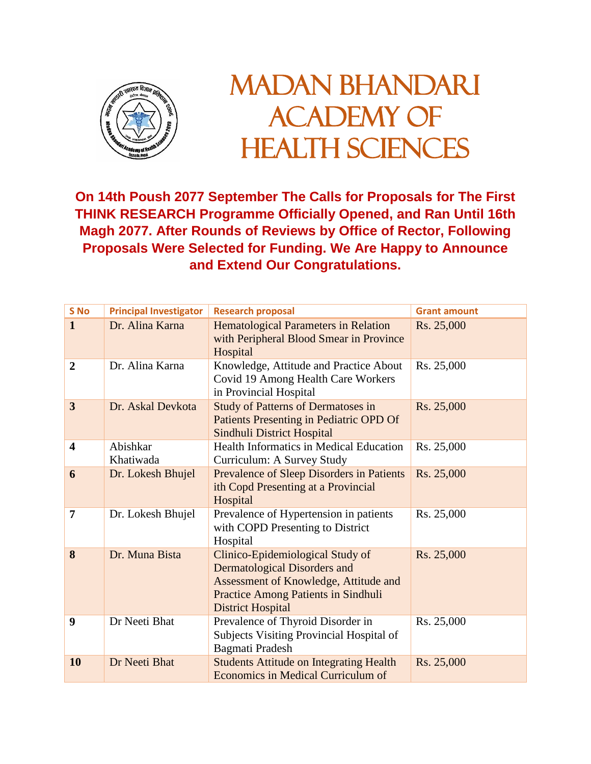# MADAN BHANDARI ACADEMY OF HEALTH SCIENCES

**On 14th Poush 2077 September The Calls for Proposals for The First THINK RESEARCH Programme Officially Opened, and Ran Until 16th Magh 2077. After Rounds of Reviews by Office of Rector, Following Proposals Were Selected for Funding. We Are Happy to Announce and Extend Our Congratulations.**

| S No | Principal Investigator | Research proposal | Grant amount |
|---|---|---|---|
| **1** | Dr. Alina Karna | Hematological Parameters in Relation with Peripheral Blood Smear in Province Hospital | Rs. 25,000 |
| **2** | Dr. Alina Karna | Knowledge, Attitude and Practice About Covid 19 Among Health Care Workers in Provincial Hospital | Rs. 25,000 |
| **3** | Dr. Askal Devkota | Study of Patterns of Dermatoses in Patients Presenting in Pediatric OPD Of Sindhuli District Hospital | Rs. 25,000 |
| **4** | Abishkar Khatiwada | Health Informatics in Medical Education Curriculum: A Survey Study | Rs. 25,000 |
| **6** | Dr. Lokesh Bhujel | Prevalence of Sleep Disorders in Patients ith Copd Presenting at a Provincial Hospital | Rs. 25,000 |
| **7** | Dr. Lokesh Bhujel | Prevalence of Hypertension in patients with COPD Presenting to District Hospital | Rs. 25,000 |
| **8** | Dr. Muna Bista | Clinico-Epidemiological Study of Dermatological Disorders and Assessment of Knowledge, Attitude and Practice Among Patients in Sindhuli District Hospital | Rs. 25,000 |
| **9** | Dr Neeti Bhat | Prevalence of Thyroid Disorder in Subjects Visiting Provincial Hospital of Bagmati Pradesh | Rs. 25,000 |
| **10** | Dr Neeti Bhat | Students Attitude on Integrating Health Economics in Medical Curriculum of | Rs. 25,000 |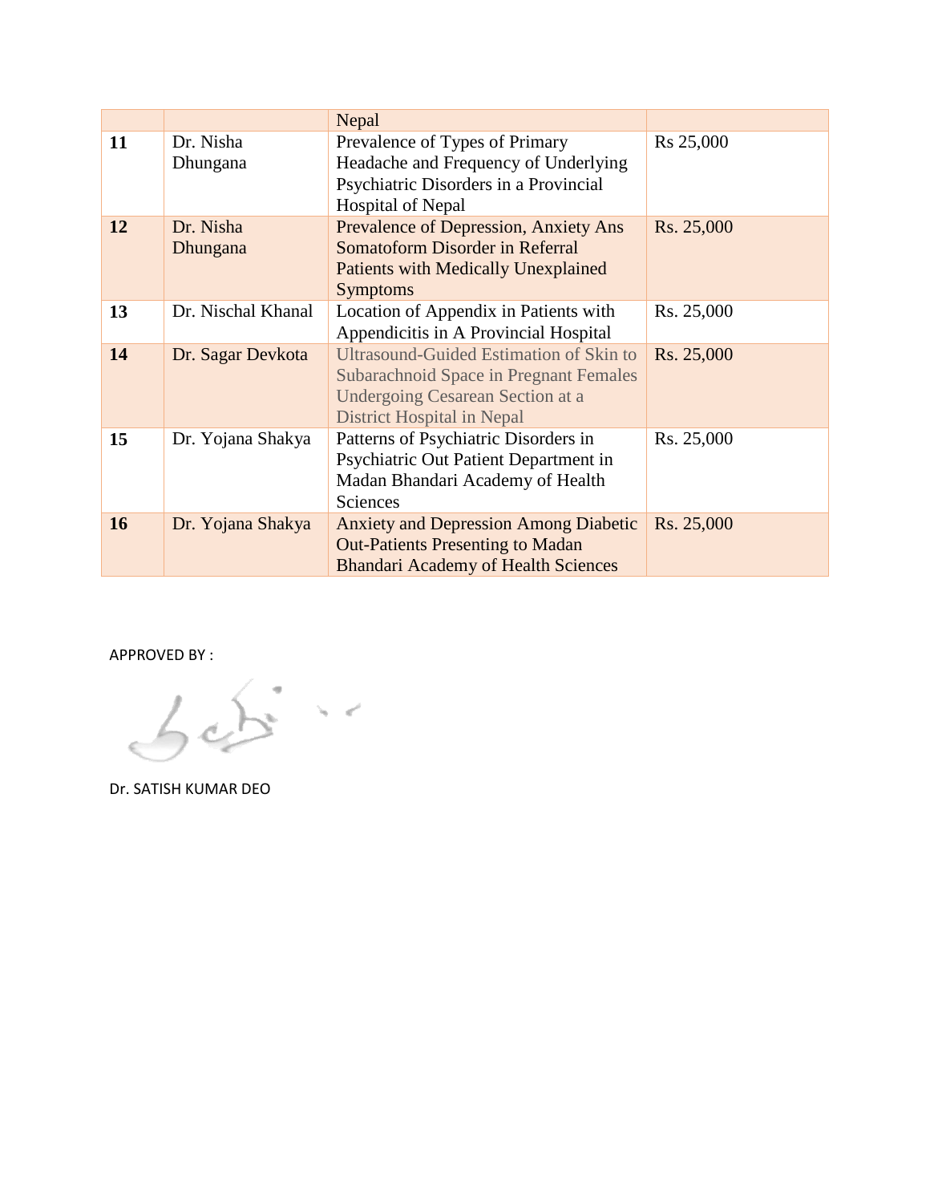| | | | |
|---|---|---|---|
| | | Nepal | |
| **11** | Dr. Nisha Dhungana | Prevalence of Types of Primary Headache and Frequency of Underlying Psychiatric Disorders in a Provincial Hospital of Nepal | Rs 25,000 |
| **12** | Dr. Nisha Dhungana | Prevalence of Depression, Anxiety Ans Somatoform Disorder in Referral Patients with Medically Unexplained Symptoms | Rs. 25,000 |
| **13** | Dr. Nischal Khanal | Location of Appendix in Patients with Appendicitis in A Provincial Hospital | Rs. 25,000 |
| **14** | Dr. Sagar Devkota | Ultrasound-Guided Estimation of Skin to Subarachnoid Space in Pregnant Females Undergoing Cesarean Section at a District Hospital in Nepal | Rs. 25,000 |
| **15** | Dr. Yojana Shakya | Patterns of Psychiatric Disorders in Psychiatric Out Patient Department in Madan Bhandari Academy of Health Sciences | Rs. 25,000 |
| **16** | Dr. Yojana Shakya | Anxiety and Depression Among Diabetic Out-Patients Presenting to Madan Bhandari Academy of Health Sciences | Rs. 25,000 |

APPROVED BY :

Dr. SATISH KUMAR DEO